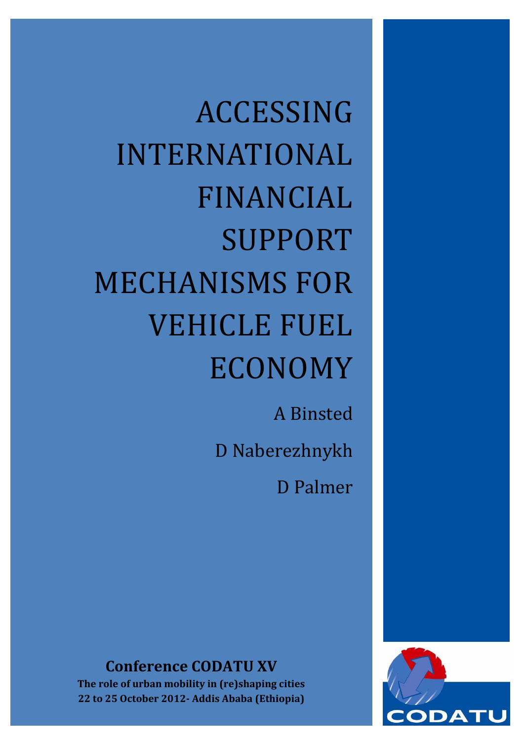# ACCESSING INTERNATIONAL FINANCIAL SUPPORT MECHANISMS FOR VEHICLE FUEL ECONOMY

A Binsted

D Naberezhnykh

D Palmer

**Conference CODATU XV**

**The role of urban mobility in (re)shaping cities**

**22 to 25 October 2012- Addis Ababa (Ethiopia)**

CODATU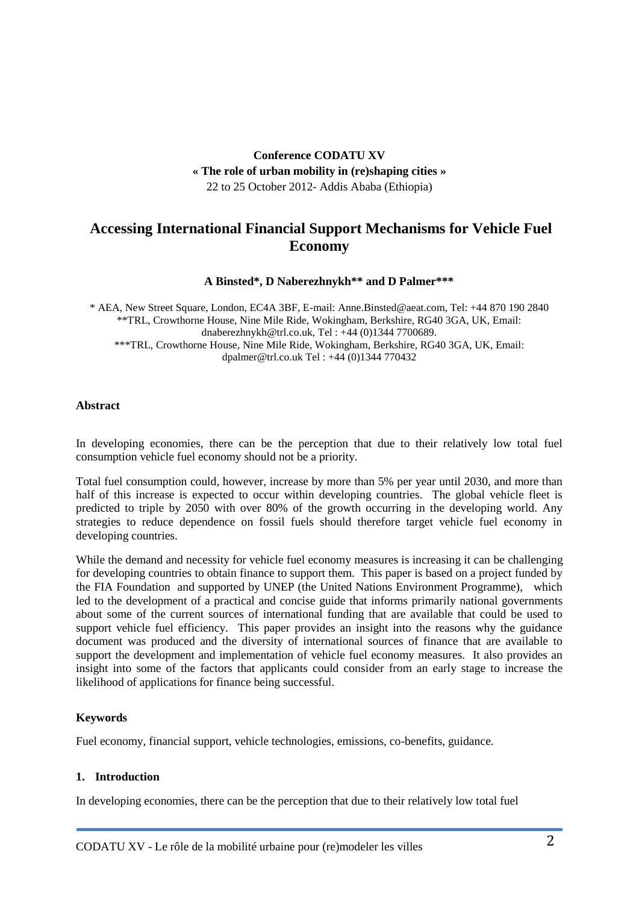**Conference CODATU XV**
**« The role of urban mobility in (re)shaping cities »**
22 to 25 October 2012- Addis Ababa (Ethiopia)

# Accessing International Financial Support Mechanisms for Vehicle Fuel Economy

**A Binsted\*, D Naberezhnykh\*\* and D Palmer\*\*\***

\* AEA, New Street Square, London, EC4A 3BF, E-mail: Anne.Binsted@aeat.com, Tel: +44 870 190 2840
\*\*TRL, Crowthorne House, Nine Mile Ride, Wokingham, Berkshire, RG40 3GA, UK, Email: dnaberezhnykh@trl.co.uk, Tel : +44 (0)1344 7700689.
\*\*\*TRL, Crowthorne House, Nine Mile Ride, Wokingham, Berkshire, RG40 3GA, UK, Email: dpalmer@trl.co.uk Tel : +44 (0)1344 770432

### Abstract

In developing economies, there can be the perception that due to their relatively low total fuel consumption vehicle fuel economy should not be a priority.

Total fuel consumption could, however, increase by more than 5% per year until 2030, and more than half of this increase is expected to occur within developing countries. The global vehicle fleet is predicted to triple by 2050 with over 80% of the growth occurring in the developing world. Any strategies to reduce dependence on fossil fuels should therefore target vehicle fuel economy in developing countries.

While the demand and necessity for vehicle fuel economy measures is increasing it can be challenging for developing countries to obtain finance to support them. This paper is based on a project funded by the FIA Foundation and supported by UNEP (the United Nations Environment Programme), which led to the development of a practical and concise guide that informs primarily national governments about some of the current sources of international funding that are available that could be used to support vehicle fuel efficiency. This paper provides an insight into the reasons why the guidance document was produced and the diversity of international sources of finance that are available to support the development and implementation of vehicle fuel economy measures. It also provides an insight into some of the factors that applicants could consider from an early stage to increase the likelihood of applications for finance being successful.

### Keywords

Fuel economy, financial support, vehicle technologies, emissions, co-benefits, guidance.

### 1. Introduction

In developing economies, there can be the perception that due to their relatively low total fuel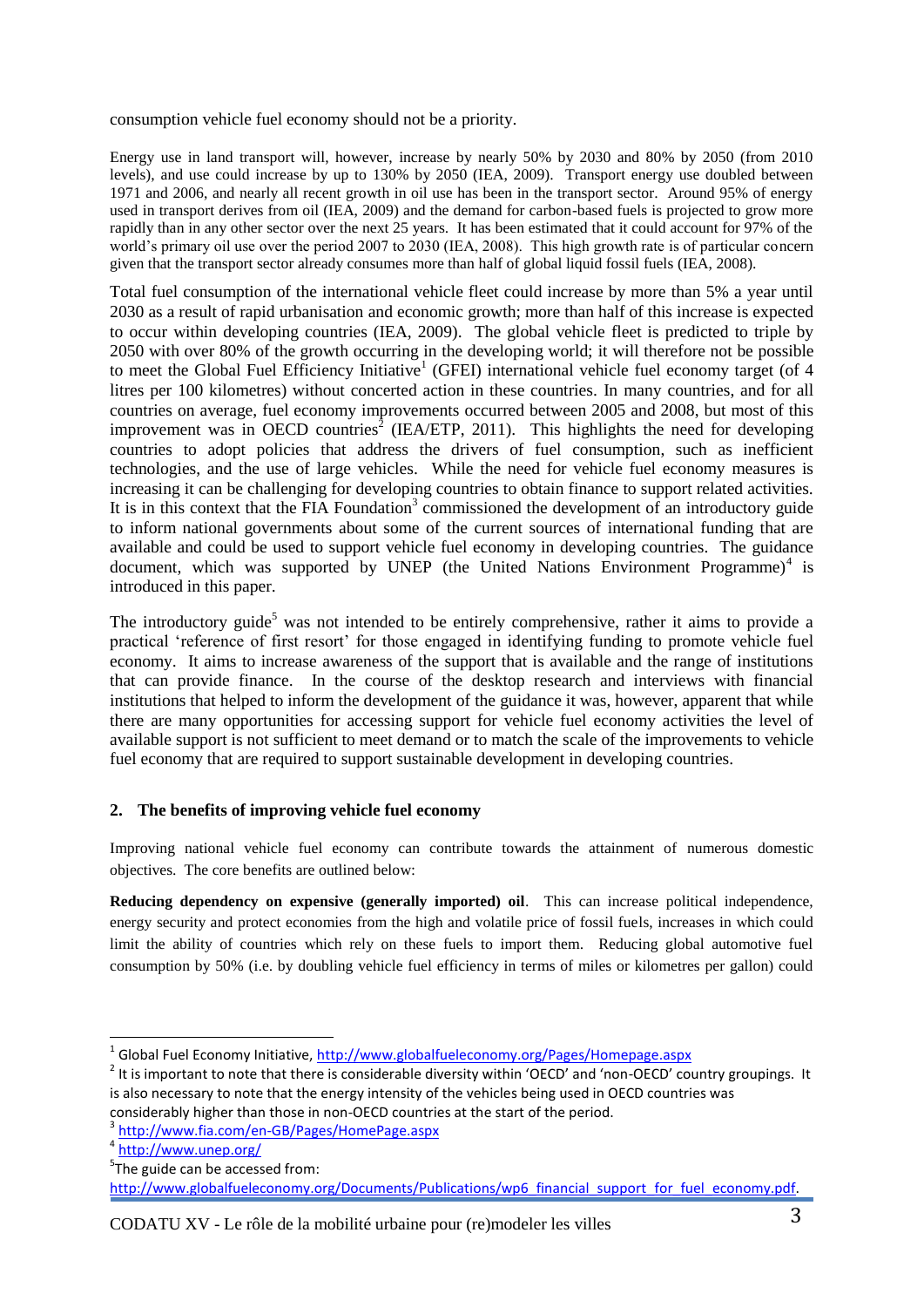consumption vehicle fuel economy should not be a priority.

Energy use in land transport will, however, increase by nearly 50% by 2030 and 80% by 2050 (from 2010 levels), and use could increase by up to 130% by 2050 (IEA, 2009). Transport energy use doubled between 1971 and 2006, and nearly all recent growth in oil use has been in the transport sector. Around 95% of energy used in transport derives from oil (IEA, 2009) and the demand for carbon-based fuels is projected to grow more rapidly than in any other sector over the next 25 years. It has been estimated that it could account for 97% of the world's primary oil use over the period 2007 to 2030 (IEA, 2008). This high growth rate is of particular concern given that the transport sector already consumes more than half of global liquid fossil fuels (IEA, 2008).

Total fuel consumption of the international vehicle fleet could increase by more than 5% a year until 2030 as a result of rapid urbanisation and economic growth; more than half of this increase is expected to occur within developing countries (IEA, 2009). The global vehicle fleet is predicted to triple by 2050 with over 80% of the growth occurring in the developing world; it will therefore not be possible to meet the Global Fuel Efficiency Initiative[1] (GFEI) international vehicle fuel economy target (of 4 litres per 100 kilometres) without concerted action in these countries. In many countries, and for all countries on average, fuel economy improvements occurred between 2005 and 2008, but most of this improvement was in OECD countries[2] (IEA/ETP, 2011). This highlights the need for developing countries to adopt policies that address the drivers of fuel consumption, such as inefficient technologies, and the use of large vehicles. While the need for vehicle fuel economy measures is increasing it can be challenging for developing countries to obtain finance to support related activities. It is in this context that the FIA Foundation[3] commissioned the development of an introductory guide to inform national governments about some of the current sources of international funding that are available and could be used to support vehicle fuel economy in developing countries. The guidance document, which was supported by UNEP (the United Nations Environment Programme)[4] is introduced in this paper.

The introductory guide[5] was not intended to be entirely comprehensive, rather it aims to provide a practical 'reference of first resort' for those engaged in identifying funding to promote vehicle fuel economy. It aims to increase awareness of the support that is available and the range of institutions that can provide finance. In the course of the desktop research and interviews with financial institutions that helped to inform the development of the guidance it was, however, apparent that while there are many opportunities for accessing support for vehicle fuel economy activities the level of available support is not sufficient to meet demand or to match the scale of the improvements to vehicle fuel economy that are required to support sustainable development in developing countries.

## 2. The benefits of improving vehicle fuel economy

Improving national vehicle fuel economy can contribute towards the attainment of numerous domestic objectives. The core benefits are outlined below:

**Reducing dependency on expensive (generally imported) oil**. This can increase political independence, energy security and protect economies from the high and volatile price of fossil fuels, increases in which could limit the ability of countries which rely on these fuels to import them. Reducing global automotive fuel consumption by 50% (i.e. by doubling vehicle fuel efficiency in terms of miles or kilometres per gallon) could

---

[1] Global Fuel Economy Initiative, http://www.globalfueleconomy.org/Pages/Homepage.aspx

[2] It is important to note that there is considerable diversity within 'OECD' and 'non-OECD' country groupings. It is also necessary to note that the energy intensity of the vehicles being used in OECD countries was considerably higher than those in non-OECD countries at the start of the period.

[3] http://www.fia.com/en-GB/Pages/HomePage.aspx

[4] http://www.unep.org/

[5] The guide can be accessed from: http://www.globalfueleconomy.org/Documents/Publications/wp6_financial_support_for_fuel_economy.pdf.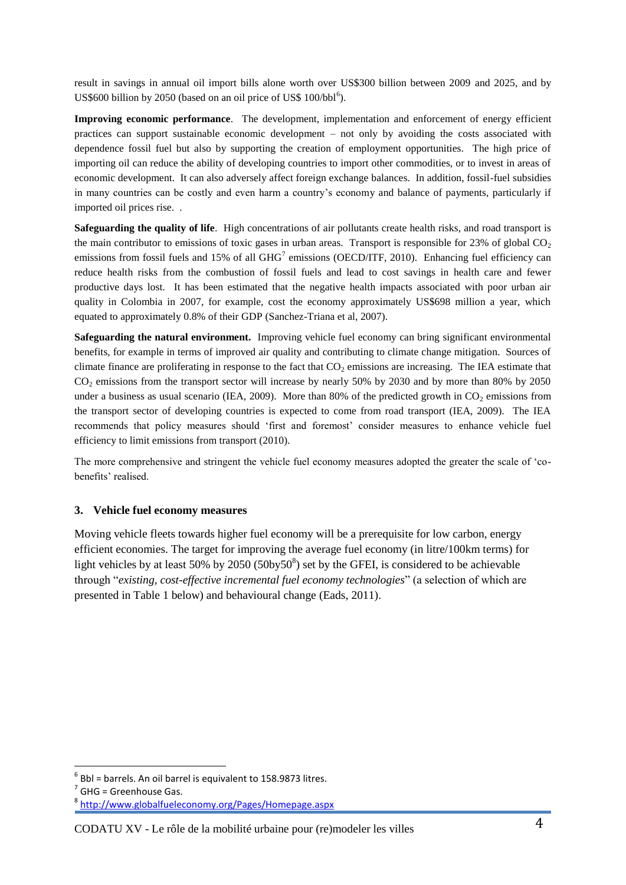result in savings in annual oil import bills alone worth over US$300 billion between 2009 and 2025, and by US$600 billion by 2050 (based on an oil price of US$ 100/bbl[6]).

**Improving economic performance**. The development, implementation and enforcement of energy efficient practices can support sustainable economic development – not only by avoiding the costs associated with dependence fossil fuel but also by supporting the creation of employment opportunities. The high price of importing oil can reduce the ability of developing countries to import other commodities, or to invest in areas of economic development. It can also adversely affect foreign exchange balances. In addition, fossil-fuel subsidies in many countries can be costly and even harm a country's economy and balance of payments, particularly if imported oil prices rise. .

**Safeguarding the quality of life**. High concentrations of air pollutants create health risks, and road transport is the main contributor to emissions of toxic gases in urban areas. Transport is responsible for 23% of global $CO_2$ emissions from fossil fuels and 15% of all GHG[7] emissions (OECD/ITF, 2010). Enhancing fuel efficiency can reduce health risks from the combustion of fossil fuels and lead to cost savings in health care and fewer productive days lost. It has been estimated that the negative health impacts associated with poor urban air quality in Colombia in 2007, for example, cost the economy approximately US$698 million a year, which equated to approximately 0.8% of their GDP (Sanchez-Triana et al, 2007).

**Safeguarding the natural environment.** Improving vehicle fuel economy can bring significant environmental benefits, for example in terms of improved air quality and contributing to climate change mitigation. Sources of climate finance are proliferating in response to the fact that $CO_2$ emissions are increasing. The IEA estimate that $CO_2$ emissions from the transport sector will increase by nearly 50% by 2030 and by more than 80% by 2050 under a business as usual scenario (IEA, 2009). More than 80% of the predicted growth in $CO_2$ emissions from the transport sector of developing countries is expected to come from road transport (IEA, 2009). The IEA recommends that policy measures should 'first and foremost' consider measures to enhance vehicle fuel efficiency to limit emissions from transport (2010).

The more comprehensive and stringent the vehicle fuel economy measures adopted the greater the scale of 'co-benefits' realised.

## 3. Vehicle fuel economy measures

Moving vehicle fleets towards higher fuel economy will be a prerequisite for low carbon, energy efficient economies. The target for improving the average fuel economy (in litre/100km terms) for light vehicles by at least 50% by 2050 (50by50[8]) set by the GFEI, is considered to be achievable through "*existing, cost-effective incremental fuel economy technologies*" (a selection of which are presented in Table 1 below) and behavioural change (Eads, 2011).

[6] Bbl = barrels. An oil barrel is equivalent to 158.9873 litres.

[7] GHG = Greenhouse Gas.

[8] http://www.globalfueleconomy.org/Pages/Homepage.aspx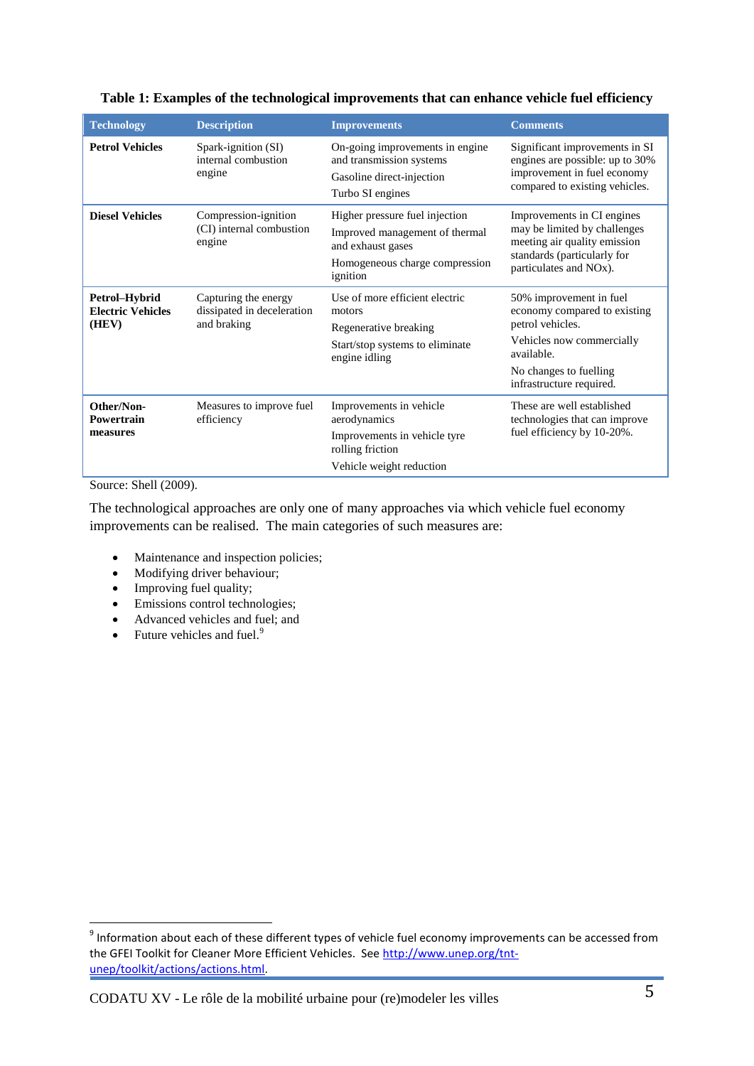**Table 1: Examples of the technological improvements that can enhance vehicle fuel efficiency**

| Technology | Description | Improvements | Comments |
|---|---|---|---|
| **Petrol Vehicles** | Spark-ignition (SI) internal combustion engine | On-going improvements in engine and transmission systems<br>Gasoline direct-injection<br>Turbo SI engines | Significant improvements in SI engines are possible: up to 30% improvement in fuel economy compared to existing vehicles. |
| **Diesel Vehicles** | Compression-ignition (CI) internal combustion engine | Higher pressure fuel injection<br>Improved management of thermal and exhaust gases<br>Homogeneous charge compression ignition | Improvements in CI engines may be limited by challenges meeting air quality emission standards (particularly for particulates and NOx). |
| **Petrol–Hybrid Electric Vehicles (HEV)** | Capturing the energy dissipated in deceleration and braking | Use of more efficient electric motors<br>Regenerative breaking<br>Start/stop systems to eliminate engine idling | 50% improvement in fuel economy compared to existing petrol vehicles.<br>Vehicles now commercially available.<br>No changes to fuelling infrastructure required. |
| **Other/Non-Powertrain measures** | Measures to improve fuel efficiency | Improvements in vehicle aerodynamics<br>Improvements in vehicle tyre rolling friction<br>Vehicle weight reduction | These are well established technologies that can improve fuel efficiency by 10-20%. |

Source: Shell (2009).

The technological approaches are only one of many approaches via which vehicle fuel economy improvements can be realised. The main categories of such measures are:

- Maintenance and inspection policies;
- Modifying driver behaviour;
- Improving fuel quality;
- Emissions control technologies;
- Advanced vehicles and fuel; and
- Future vehicles and fuel.[9]

[9] Information about each of these different types of vehicle fuel economy improvements can be accessed from the GFEI Toolkit for Cleaner More Efficient Vehicles. See http://www.unep.org/tnt-unep/toolkit/actions/actions.html.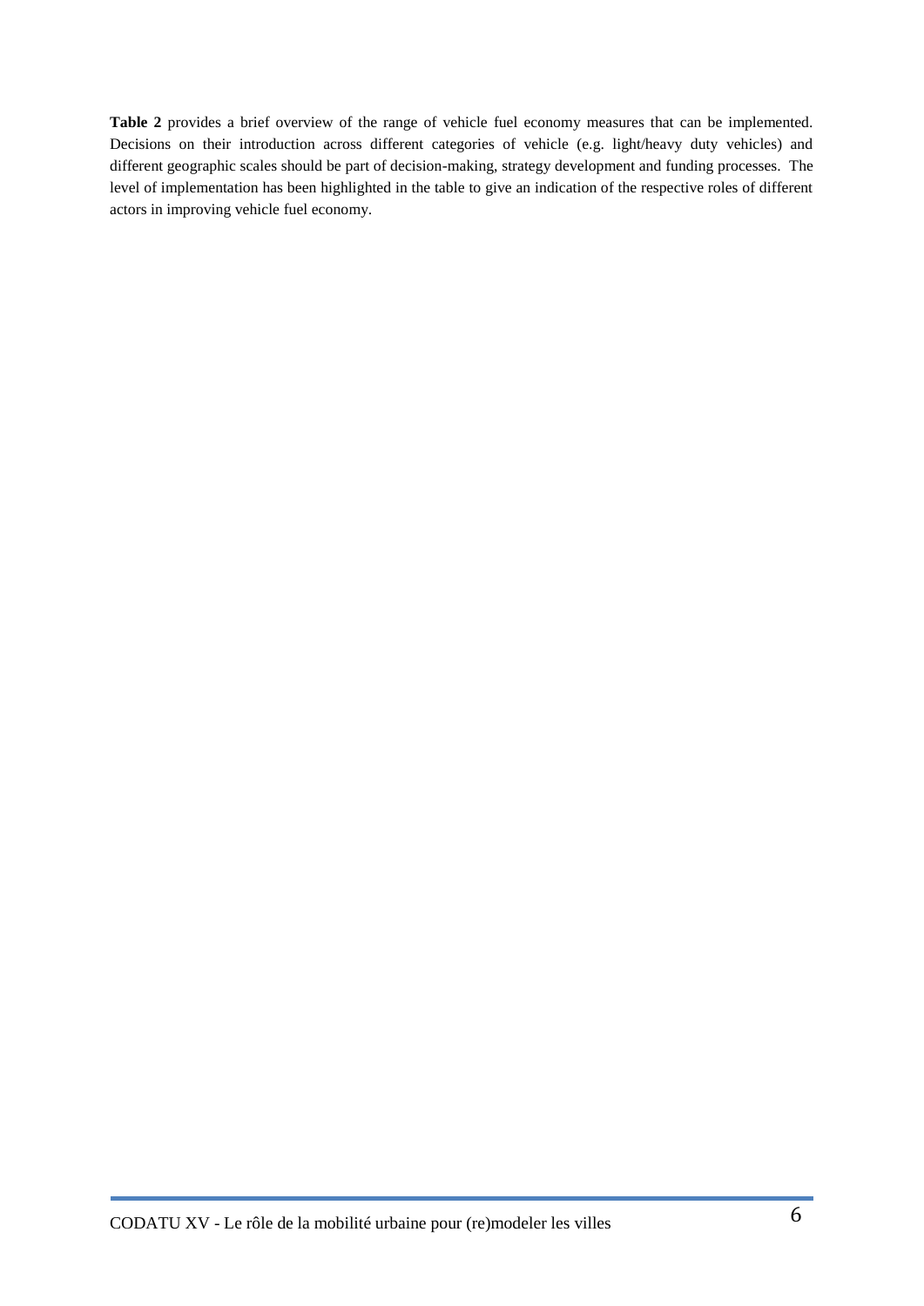**Table 2** provides a brief overview of the range of vehicle fuel economy measures that can be implemented. Decisions on their introduction across different categories of vehicle (e.g. light/heavy duty vehicles) and different geographic scales should be part of decision-making, strategy development and funding processes. The level of implementation has been highlighted in the table to give an indication of the respective roles of different actors in improving vehicle fuel economy.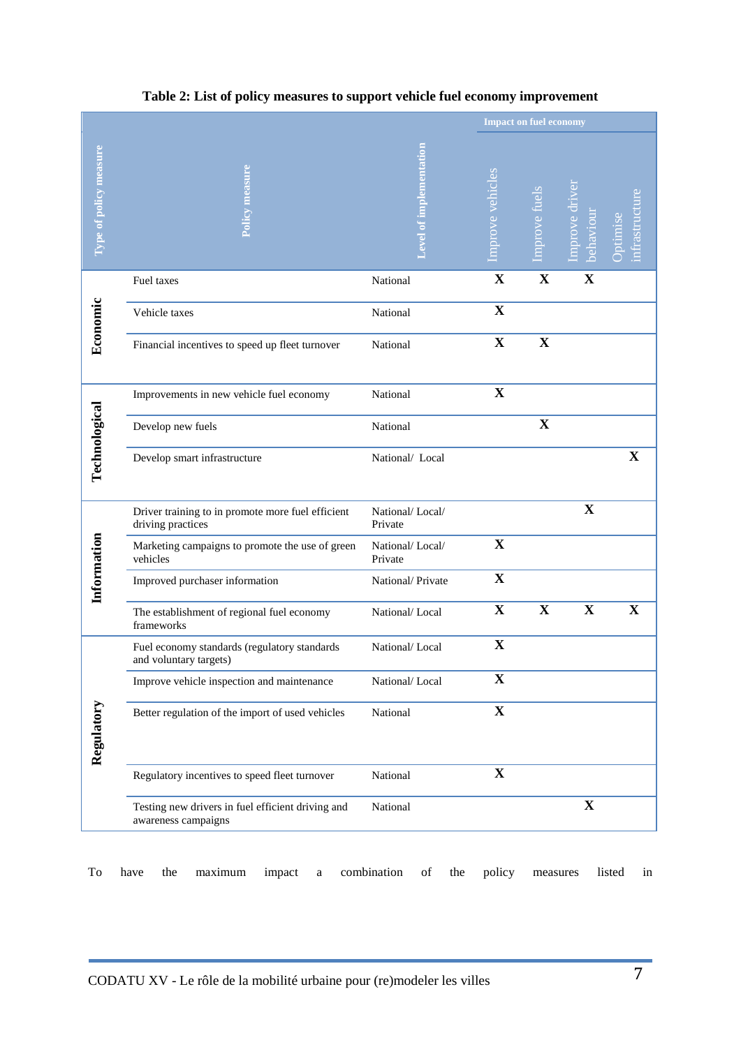**Table 2: List of policy measures to support vehicle fuel economy improvement**

| Type of policy measure | Policy measure | Level of implementation | Impact on fuel economy | | | |
|---|---|---|---|---|---|---|
| | | | Improve vehicles | Improve fuels | Improve driver behaviour | Optimise infrastructure |
| Economic | Fuel taxes | National | X | X | X | |
| | Vehicle taxes | National | X | | | |
| | Financial incentives to speed up fleet turnover | National | X | X | | |
| Technological | Improvements in new vehicle fuel economy | National | X | | | |
| | Develop new fuels | National | | X | | |
| | Develop smart infrastructure | National/ Local | | | | X |
| Information | Driver training to in promote more fuel efficient driving practices | National/ Local/ Private | | | X | |
| | Marketing campaigns to promote the use of green vehicles | National/ Local/ Private | X | | | |
| | Improved purchaser information | National/ Private | X | | | |
| | The establishment of regional fuel economy frameworks | National/ Local | X | X | X | X |
| Regulatory | Fuel economy standards (regulatory standards and voluntary targets) | National/ Local | X | | | |
| | Improve vehicle inspection and maintenance | National/ Local | X | | | |
| | Better regulation of the import of used vehicles | National | X | | | |
| | Regulatory incentives to speed fleet turnover | National | X | | | |
| | Testing new drivers in fuel efficient driving and awareness campaigns | National | | | X | |

To have the maximum impact a combination of the policy measures listed in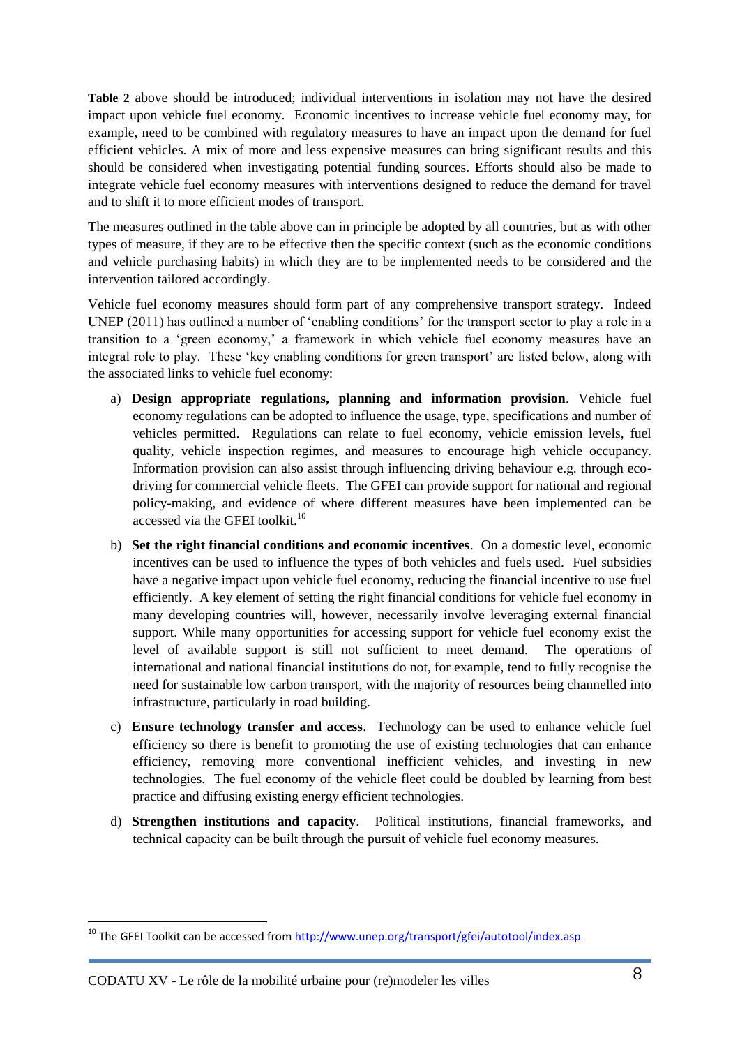**Table 2** above should be introduced; individual interventions in isolation may not have the desired impact upon vehicle fuel economy. Economic incentives to increase vehicle fuel economy may, for example, need to be combined with regulatory measures to have an impact upon the demand for fuel efficient vehicles. A mix of more and less expensive measures can bring significant results and this should be considered when investigating potential funding sources. Efforts should also be made to integrate vehicle fuel economy measures with interventions designed to reduce the demand for travel and to shift it to more efficient modes of transport.

The measures outlined in the table above can in principle be adopted by all countries, but as with other types of measure, if they are to be effective then the specific context (such as the economic conditions and vehicle purchasing habits) in which they are to be implemented needs to be considered and the intervention tailored accordingly.

Vehicle fuel economy measures should form part of any comprehensive transport strategy. Indeed UNEP (2011) has outlined a number of 'enabling conditions' for the transport sector to play a role in a transition to a 'green economy,' a framework in which vehicle fuel economy measures have an integral role to play. These 'key enabling conditions for green transport' are listed below, along with the associated links to vehicle fuel economy:

a) **Design appropriate regulations, planning and information provision**. Vehicle fuel economy regulations can be adopted to influence the usage, type, specifications and number of vehicles permitted. Regulations can relate to fuel economy, vehicle emission levels, fuel quality, vehicle inspection regimes, and measures to encourage high vehicle occupancy. Information provision can also assist through influencing driving behaviour e.g. through eco-driving for commercial vehicle fleets. The GFEI can provide support for national and regional policy-making, and evidence of where different measures have been implemented can be accessed via the GFEI toolkit.[10]

b) **Set the right financial conditions and economic incentives**. On a domestic level, economic incentives can be used to influence the types of both vehicles and fuels used. Fuel subsidies have a negative impact upon vehicle fuel economy, reducing the financial incentive to use fuel efficiently. A key element of setting the right financial conditions for vehicle fuel economy in many developing countries will, however, necessarily involve leveraging external financial support. While many opportunities for accessing support for vehicle fuel economy exist the level of available support is still not sufficient to meet demand. The operations of international and national financial institutions do not, for example, tend to fully recognise the need for sustainable low carbon transport, with the majority of resources being channelled into infrastructure, particularly in road building.

c) **Ensure technology transfer and access**. Technology can be used to enhance vehicle fuel efficiency so there is benefit to promoting the use of existing technologies that can enhance efficiency, removing more conventional inefficient vehicles, and investing in new technologies. The fuel economy of the vehicle fleet could be doubled by learning from best practice and diffusing existing energy efficient technologies.

d) **Strengthen institutions and capacity**. Political institutions, financial frameworks, and technical capacity can be built through the pursuit of vehicle fuel economy measures.

[10] The GFEI Toolkit can be accessed from http://www.unep.org/transport/gfei/autotool/index.asp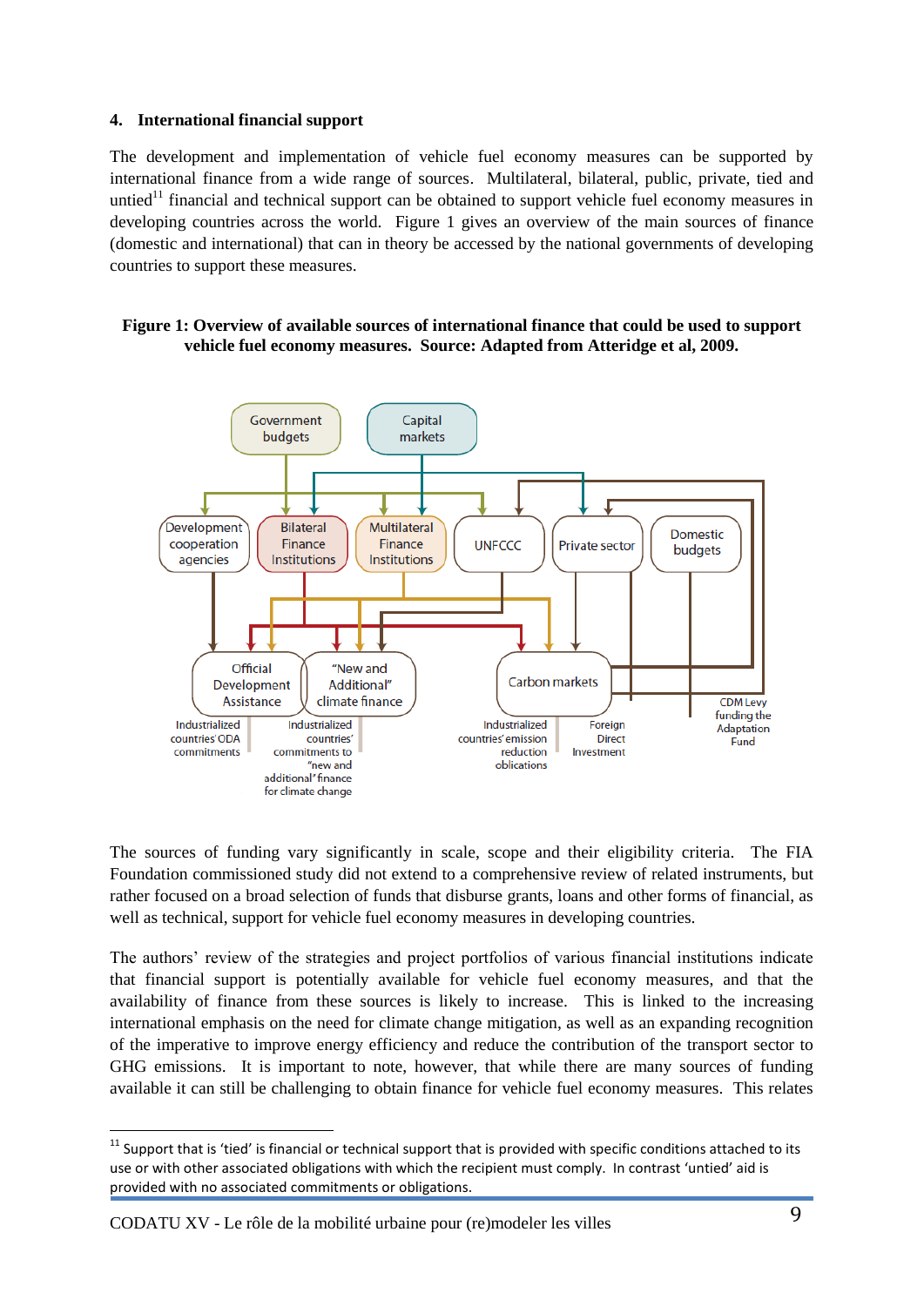## 4. International financial support

The development and implementation of vehicle fuel economy measures can be supported by international finance from a wide range of sources. Multilateral, bilateral, public, private, tied and untied[11] financial and technical support can be obtained to support vehicle fuel economy measures in developing countries across the world. Figure 1 gives an overview of the main sources of finance (domestic and international) that can in theory be accessed by the national governments of developing countries to support these measures.

**Figure 1: Overview of available sources of international finance that could be used to support vehicle fuel economy measures. Source: Adapted from Atteridge et al, 2009.**

Government budgets | Capital markets

Development cooperation agencies | Bilateral Finance Institutions | Multilateral Finance Institutions | UNFCCC | Private sector | Domestic budgets

Official Development Assistance | "New and Additional" climate finance | Carbon markets

Industrialized countries' ODA commitments | Industrialized countries' commitments to "new and additional" finance for climate change | Industrialized countries' emission reduction obligations | Foreign Direct Investment | CDM Levy funding the Adaptation Fund

The sources of funding vary significantly in scale, scope and their eligibility criteria. The FIA Foundation commissioned study did not extend to a comprehensive review of related instruments, but rather focused on a broad selection of funds that disburse grants, loans and other forms of financial, as well as technical, support for vehicle fuel economy measures in developing countries.

The authors' review of the strategies and project portfolios of various financial institutions indicate that financial support is potentially available for vehicle fuel economy measures, and that the availability of finance from these sources is likely to increase. This is linked to the increasing international emphasis on the need for climate change mitigation, as well as an expanding recognition of the imperative to improve energy efficiency and reduce the contribution of the transport sector to GHG emissions. It is important to note, however, that while there are many sources of funding available it can still be challenging to obtain finance for vehicle fuel economy measures. This relates

[11] Support that is 'tied' is financial or technical support that is provided with specific conditions attached to its use or with other associated obligations with which the recipient must comply. In contrast 'untied' aid is provided with no associated commitments or obligations.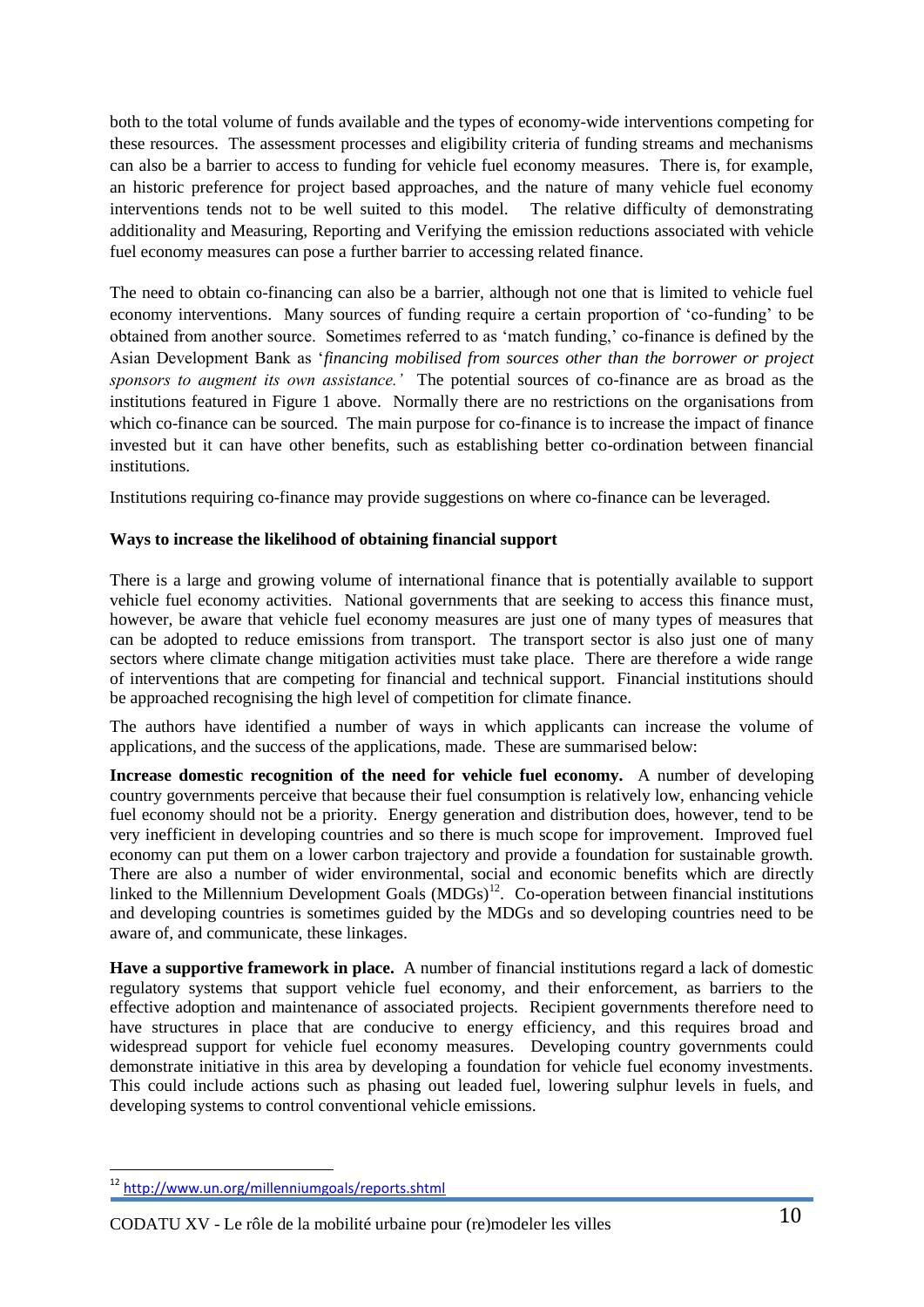both to the total volume of funds available and the types of economy-wide interventions competing for these resources. The assessment processes and eligibility criteria of funding streams and mechanisms can also be a barrier to access to funding for vehicle fuel economy measures. There is, for example, an historic preference for project based approaches, and the nature of many vehicle fuel economy interventions tends not to be well suited to this model. The relative difficulty of demonstrating additionality and Measuring, Reporting and Verifying the emission reductions associated with vehicle fuel economy measures can pose a further barrier to accessing related finance.

The need to obtain co-financing can also be a barrier, although not one that is limited to vehicle fuel economy interventions. Many sources of funding require a certain proportion of 'co-funding' to be obtained from another source. Sometimes referred to as 'match funding,' co-finance is defined by the Asian Development Bank as '*financing mobilised from sources other than the borrower or project sponsors to augment its own assistance.'* The potential sources of co-finance are as broad as the institutions featured in Figure 1 above. Normally there are no restrictions on the organisations from which co-finance can be sourced. The main purpose for co-finance is to increase the impact of finance invested but it can have other benefits, such as establishing better co-ordination between financial institutions.

Institutions requiring co-finance may provide suggestions on where co-finance can be leveraged.

**Ways to increase the likelihood of obtaining financial support**

There is a large and growing volume of international finance that is potentially available to support vehicle fuel economy activities. National governments that are seeking to access this finance must, however, be aware that vehicle fuel economy measures are just one of many types of measures that can be adopted to reduce emissions from transport. The transport sector is also just one of many sectors where climate change mitigation activities must take place. There are therefore a wide range of interventions that are competing for financial and technical support. Financial institutions should be approached recognising the high level of competition for climate finance.

The authors have identified a number of ways in which applicants can increase the volume of applications, and the success of the applications, made. These are summarised below:

**Increase domestic recognition of the need for vehicle fuel economy.** A number of developing country governments perceive that because their fuel consumption is relatively low, enhancing vehicle fuel economy should not be a priority. Energy generation and distribution does, however, tend to be very inefficient in developing countries and so there is much scope for improvement. Improved fuel economy can put them on a lower carbon trajectory and provide a foundation for sustainable growth. There are also a number of wider environmental, social and economic benefits which are directly linked to the Millennium Development Goals (MDGs)[12]. Co-operation between financial institutions and developing countries is sometimes guided by the MDGs and so developing countries need to be aware of, and communicate, these linkages.

**Have a supportive framework in place.** A number of financial institutions regard a lack of domestic regulatory systems that support vehicle fuel economy, and their enforcement, as barriers to the effective adoption and maintenance of associated projects. Recipient governments therefore need to have structures in place that are conducive to energy efficiency, and this requires broad and widespread support for vehicle fuel economy measures. Developing country governments could demonstrate initiative in this area by developing a foundation for vehicle fuel economy investments. This could include actions such as phasing out leaded fuel, lowering sulphur levels in fuels, and developing systems to control conventional vehicle emissions.

[12] http://www.un.org/millenniumgoals/reports.shtml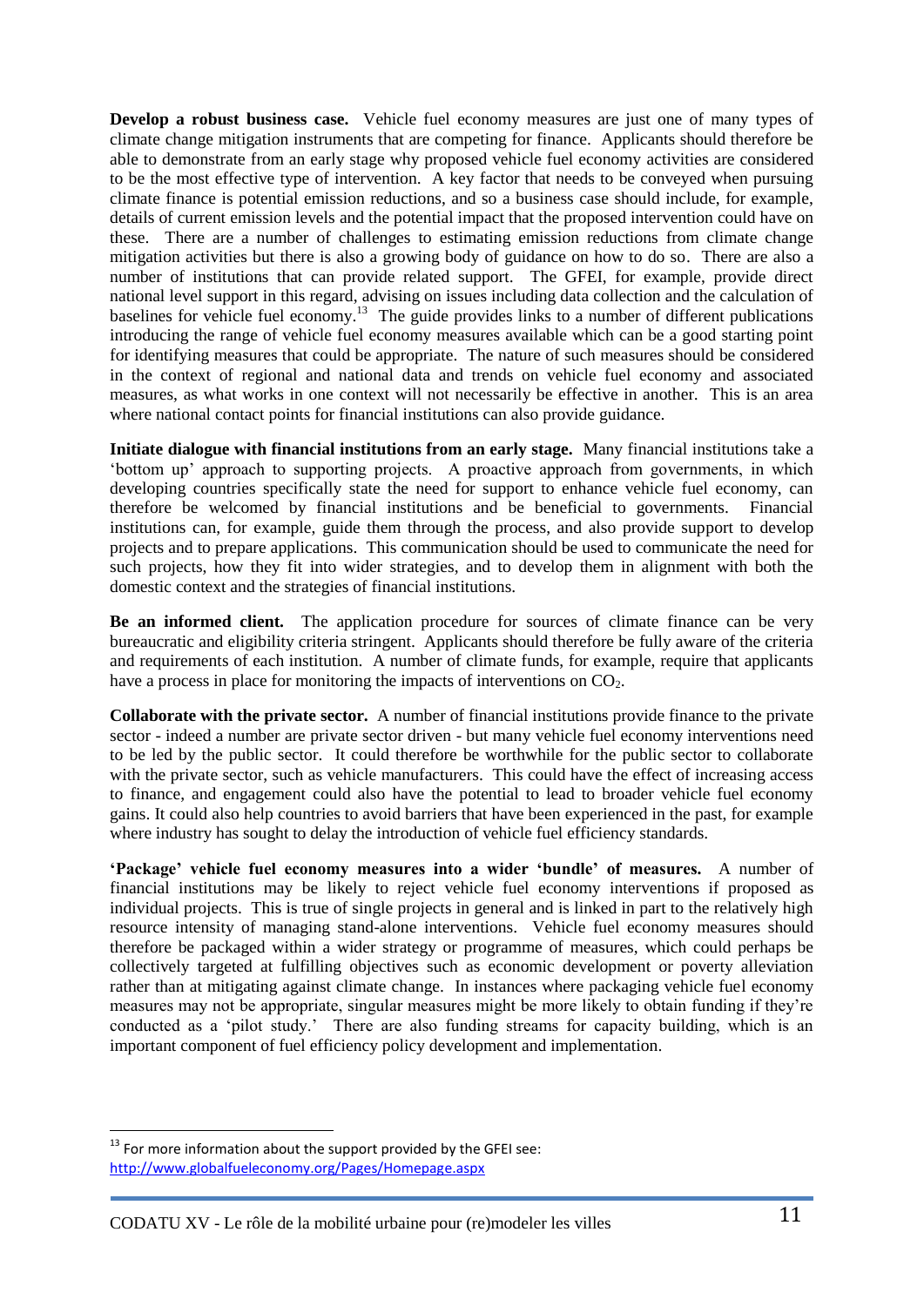**Develop a robust business case.** Vehicle fuel economy measures are just one of many types of climate change mitigation instruments that are competing for finance. Applicants should therefore be able to demonstrate from an early stage why proposed vehicle fuel economy activities are considered to be the most effective type of intervention. A key factor that needs to be conveyed when pursuing climate finance is potential emission reductions, and so a business case should include, for example, details of current emission levels and the potential impact that the proposed intervention could have on these. There are a number of challenges to estimating emission reductions from climate change mitigation activities but there is also a growing body of guidance on how to do so. There are also a number of institutions that can provide related support. The GFEI, for example, provide direct national level support in this regard, advising on issues including data collection and the calculation of baselines for vehicle fuel economy.[13] The guide provides links to a number of different publications introducing the range of vehicle fuel economy measures available which can be a good starting point for identifying measures that could be appropriate. The nature of such measures should be considered in the context of regional and national data and trends on vehicle fuel economy and associated measures, as what works in one context will not necessarily be effective in another. This is an area where national contact points for financial institutions can also provide guidance.

**Initiate dialogue with financial institutions from an early stage.** Many financial institutions take a 'bottom up' approach to supporting projects. A proactive approach from governments, in which developing countries specifically state the need for support to enhance vehicle fuel economy, can therefore be welcomed by financial institutions and be beneficial to governments. Financial institutions can, for example, guide them through the process, and also provide support to develop projects and to prepare applications. This communication should be used to communicate the need for such projects, how they fit into wider strategies, and to develop them in alignment with both the domestic context and the strategies of financial institutions.

**Be an informed client.** The application procedure for sources of climate finance can be very bureaucratic and eligibility criteria stringent. Applicants should therefore be fully aware of the criteria and requirements of each institution. A number of climate funds, for example, require that applicants have a process in place for monitoring the impacts of interventions on $CO_2$.

**Collaborate with the private sector.** A number of financial institutions provide finance to the private sector - indeed a number are private sector driven - but many vehicle fuel economy interventions need to be led by the public sector. It could therefore be worthwhile for the public sector to collaborate with the private sector, such as vehicle manufacturers. This could have the effect of increasing access to finance, and engagement could also have the potential to lead to broader vehicle fuel economy gains. It could also help countries to avoid barriers that have been experienced in the past, for example where industry has sought to delay the introduction of vehicle fuel efficiency standards.

**'Package' vehicle fuel economy measures into a wider 'bundle' of measures.** A number of financial institutions may be likely to reject vehicle fuel economy interventions if proposed as individual projects. This is true of single projects in general and is linked in part to the relatively high resource intensity of managing stand-alone interventions. Vehicle fuel economy measures should therefore be packaged within a wider strategy or programme of measures, which could perhaps be collectively targeted at fulfilling objectives such as economic development or poverty alleviation rather than at mitigating against climate change. In instances where packaging vehicle fuel economy measures may not be appropriate, singular measures might be more likely to obtain funding if they're conducted as a 'pilot study.' There are also funding streams for capacity building, which is an important component of fuel efficiency policy development and implementation.

---

[13] For more information about the support provided by the GFEI see: http://www.globalfueleconomy.org/Pages/Homepage.aspx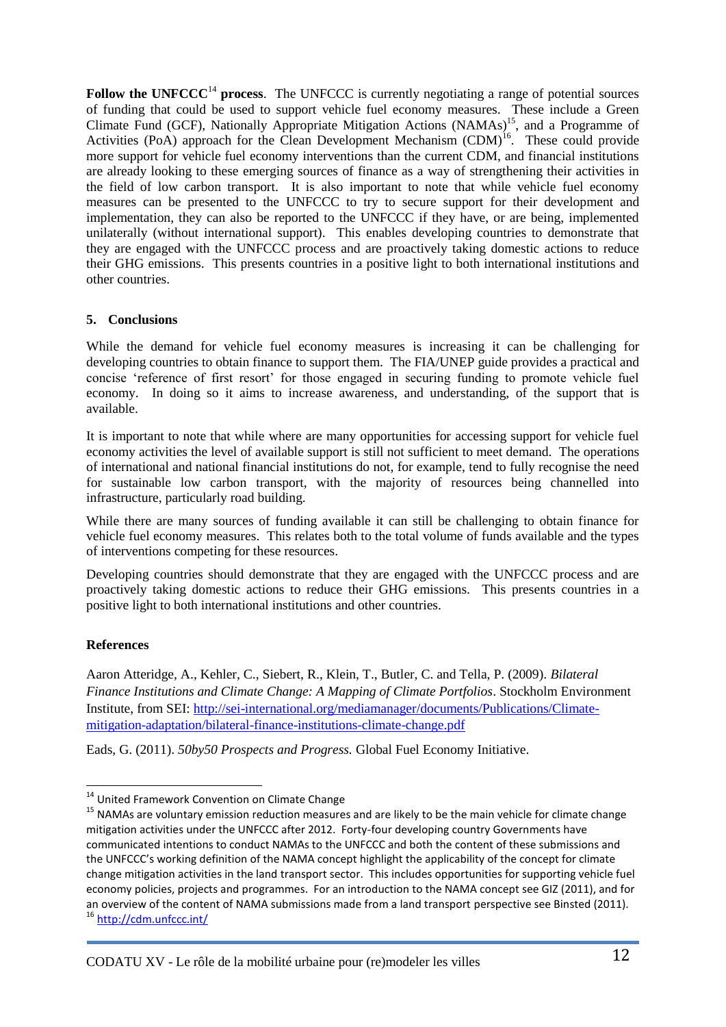**Follow the UNFCCC**[14] **process**. The UNFCCC is currently negotiating a range of potential sources of funding that could be used to support vehicle fuel economy measures. These include a Green Climate Fund (GCF), Nationally Appropriate Mitigation Actions (NAMAs)[15], and a Programme of Activities (PoA) approach for the Clean Development Mechanism (CDM)[16]. These could provide more support for vehicle fuel economy interventions than the current CDM, and financial institutions are already looking to these emerging sources of finance as a way of strengthening their activities in the field of low carbon transport. It is also important to note that while vehicle fuel economy measures can be presented to the UNFCCC to try to secure support for their development and implementation, they can also be reported to the UNFCCC if they have, or are being, implemented unilaterally (without international support). This enables developing countries to demonstrate that they are engaged with the UNFCCC process and are proactively taking domestic actions to reduce their GHG emissions. This presents countries in a positive light to both international institutions and other countries.

## 5. Conclusions

While the demand for vehicle fuel economy measures is increasing it can be challenging for developing countries to obtain finance to support them. The FIA/UNEP guide provides a practical and concise 'reference of first resort' for those engaged in securing funding to promote vehicle fuel economy. In doing so it aims to increase awareness, and understanding, of the support that is available.

It is important to note that while where are many opportunities for accessing support for vehicle fuel economy activities the level of available support is still not sufficient to meet demand. The operations of international and national financial institutions do not, for example, tend to fully recognise the need for sustainable low carbon transport, with the majority of resources being channelled into infrastructure, particularly road building.

While there are many sources of funding available it can still be challenging to obtain finance for vehicle fuel economy measures. This relates both to the total volume of funds available and the types of interventions competing for these resources.

Developing countries should demonstrate that they are engaged with the UNFCCC process and are proactively taking domestic actions to reduce their GHG emissions. This presents countries in a positive light to both international institutions and other countries.

## References

Aaron Atteridge, A., Kehler, C., Siebert, R., Klein, T., Butler, C. and Tella, P. (2009). *Bilateral Finance Institutions and Climate Change: A Mapping of Climate Portfolios*. Stockholm Environment Institute, from SEI: http://sei-international.org/mediamanager/documents/Publications/Climate-mitigation-adaptation/bilateral-finance-institutions-climate-change.pdf

Eads, G. (2011). *50by50 Prospects and Progress.* Global Fuel Economy Initiative.

---

[14] United Framework Convention on Climate Change

[15] NAMAs are voluntary emission reduction measures and are likely to be the main vehicle for climate change mitigation activities under the UNFCCC after 2012. Forty-four developing country Governments have communicated intentions to conduct NAMAs to the UNFCCC and both the content of these submissions and the UNFCCC's working definition of the NAMA concept highlight the applicability of the concept for climate change mitigation activities in the land transport sector. This includes opportunities for supporting vehicle fuel economy policies, projects and programmes. For an introduction to the NAMA concept see GIZ (2011), and for an overview of the content of NAMA submissions made from a land transport perspective see Binsted (2011).

[16] http://cdm.unfccc.int/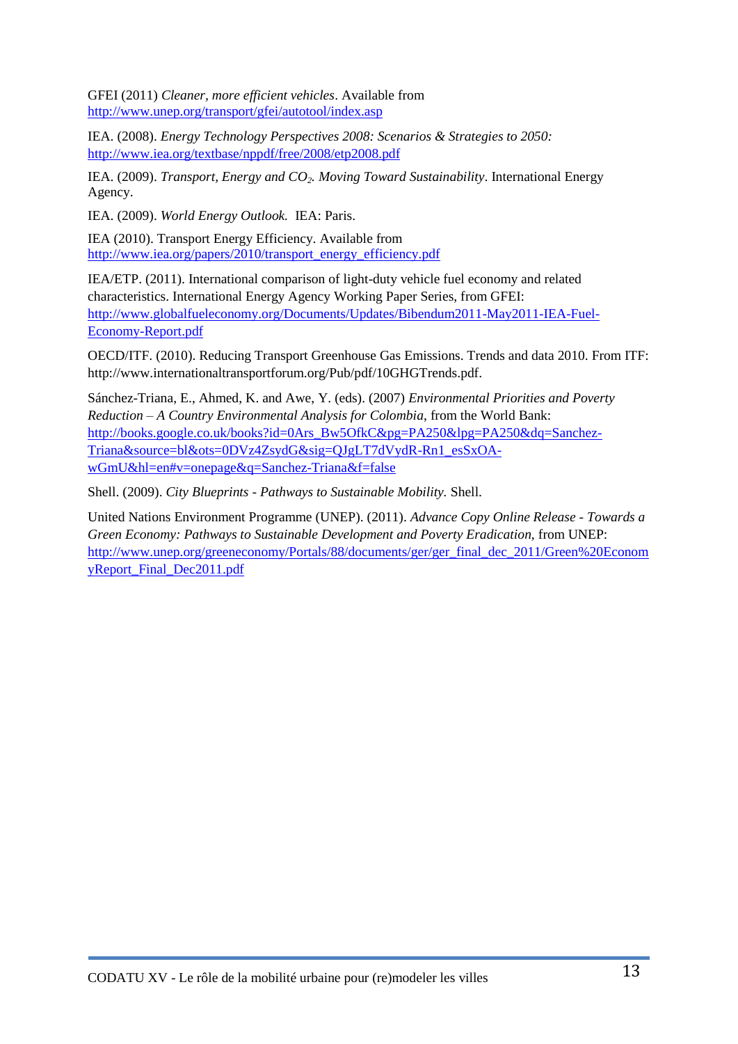GFEI (2011) *Cleaner, more efficient vehicles*. Available from http://www.unep.org/transport/gfei/autotool/index.asp

IEA. (2008). *Energy Technology Perspectives 2008: Scenarios & Strategies to 2050:* http://www.iea.org/textbase/nppdf/free/2008/etp2008.pdf

IEA. (2009). *Transport, Energy and $CO_2$. Moving Toward Sustainability*. International Energy Agency.

IEA. (2009). *World Energy Outlook.* IEA: Paris.

IEA (2010). Transport Energy Efficiency. Available from http://www.iea.org/papers/2010/transport_energy_efficiency.pdf

IEA/ETP. (2011). International comparison of light-duty vehicle fuel economy and related characteristics. International Energy Agency Working Paper Series, from GFEI: http://www.globalfueleconomy.org/Documents/Updates/Bibendum2011-May2011-IEA-Fuel-Economy-Report.pdf

OECD/ITF. (2010). Reducing Transport Greenhouse Gas Emissions. Trends and data 2010. From ITF: http://www.internationaltransportforum.org/Pub/pdf/10GHGTrends.pdf.

Sánchez-Triana, E., Ahmed, K. and Awe, Y. (eds). (2007) *Environmental Priorities and Poverty Reduction – A Country Environmental Analysis for Colombia*, from the World Bank: http://books.google.co.uk/books?id=0Ars_Bw5OfkC&pg=PA250&lpg=PA250&dq=Sanchez-Triana&source=bl&ots=0DVz4ZsydG&sig=QJgLT7dVydR-Rn1_esSxOA-wGmU&hl=en#v=onepage&q=Sanchez-Triana&f=false

Shell. (2009). *City Blueprints - Pathways to Sustainable Mobility.* Shell.

United Nations Environment Programme (UNEP). (2011). *Advance Copy Online Release - Towards a Green Economy: Pathways to Sustainable Development and Poverty Eradication*, from UNEP: http://www.unep.org/greeneconomy/Portals/88/documents/ger/ger_final_dec_2011/Green%20EconomyReport_Final_Dec2011.pdf